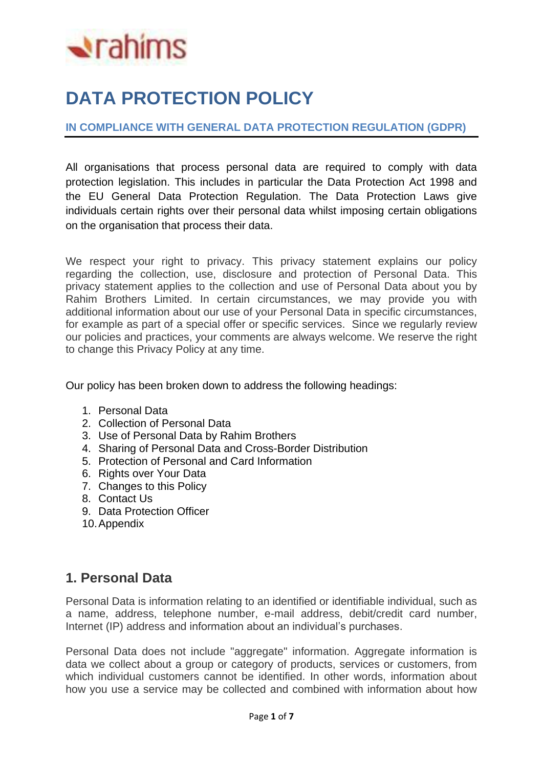# DATA PROTECTION POLICY

### IN COMPLIANCE WITH GENERAL DATA PROTECTION REGULATION (GDPR)

All organisations that process personal data are required to comply with data protection legislation. This includes in particular the Data Protection Act 1998 and the EU General Data Protection Regulation. The Data Protection Laws give individuals certain rights over their personal data whilst imposing certain obligations on the organisation that process their data.

We respect your right to privacy. This privacy statement explains our policy regarding the collection, use, disclosure and protection of Personal Data. This privacy statement applies to the collection and use of Personal Data about you by Rahim Brothers Limited. In certain circumstances, we may provide you with additional information about our use of your Personal Data in specific circumstances, for example as part of a special offer or specific services. Since we regularly review our policies and practices, your comments are always welcome. We reserve the right to change this Privacy Policy at any time.

Our policy has been broken down to address the following headings:

1. Personal Data
2. Collection of Personal Data
3. Use of Personal Data by Rahim Brothers
4. Sharing of Personal Data and Cross-Border Distribution
5. Protection of Personal and Card Information
6. Rights over Your Data
7. Changes to this Policy
8. Contact Us
9. Data Protection Officer
10. Appendix

## 1. Personal Data

Personal Data is information relating to an identified or identifiable individual, such as a name, address, telephone number, e-mail address, debit/credit card number, Internet (IP) address and information about an individual's purchases.

Personal Data does not include "aggregate" information. Aggregate information is data we collect about a group or category of products, services or customers, from which individual customers cannot be identified. In other words, information about how you use a service may be collected and combined with information about how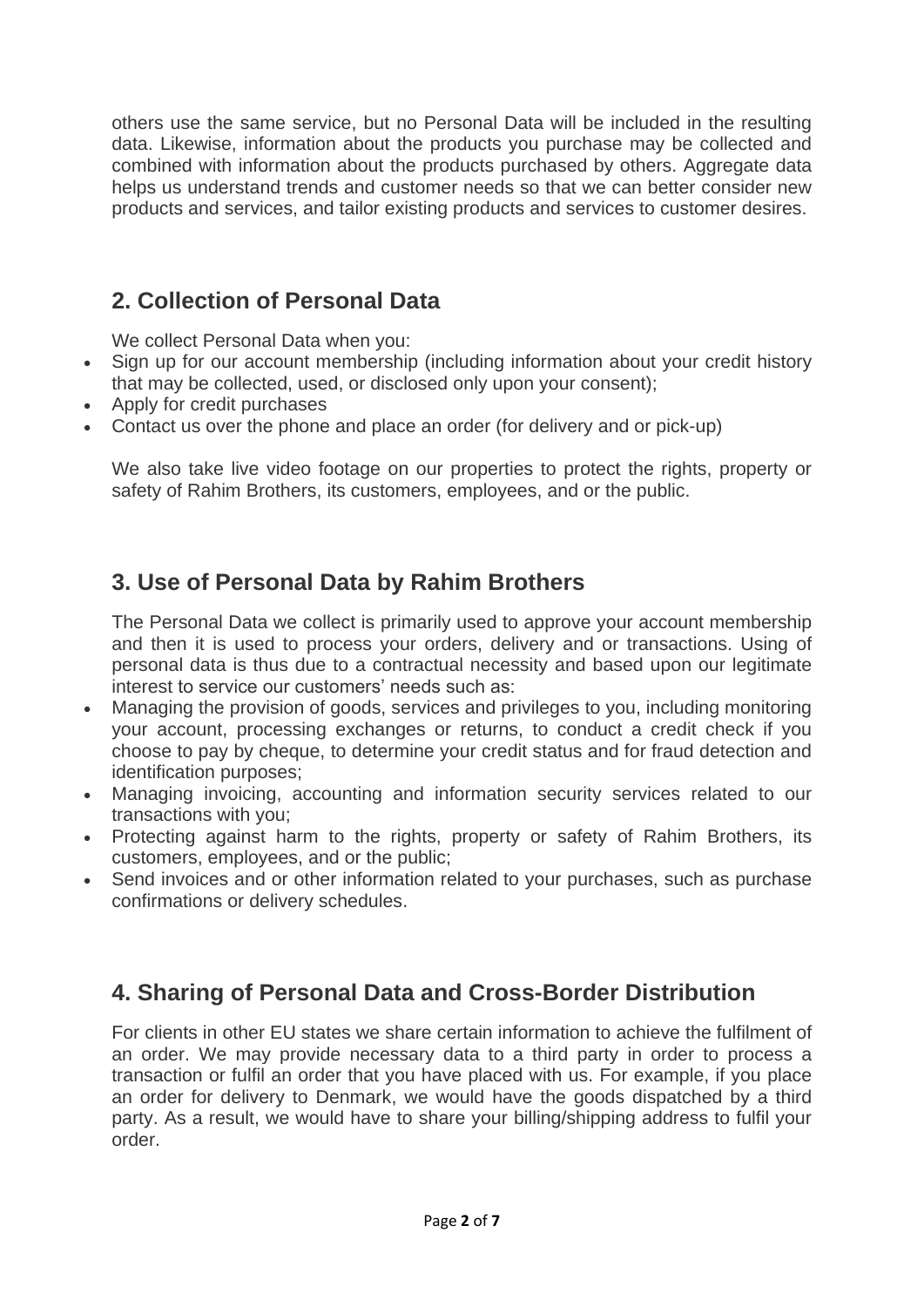others use the same service, but no Personal Data will be included in the resulting data. Likewise, information about the products you purchase may be collected and combined with information about the products purchased by others. Aggregate data helps us understand trends and customer needs so that we can better consider new products and services, and tailor existing products and services to customer desires.

## 2. Collection of Personal Data

We collect Personal Data when you:

- Sign up for our account membership (including information about your credit history that may be collected, used, or disclosed only upon your consent);
- Apply for credit purchases
- Contact us over the phone and place an order (for delivery and or pick-up)

We also take live video footage on our properties to protect the rights, property or safety of Rahim Brothers, its customers, employees, and or the public.

## 3. Use of Personal Data by Rahim Brothers

The Personal Data we collect is primarily used to approve your account membership and then it is used to process your orders, delivery and or transactions. Using of personal data is thus due to a contractual necessity and based upon our legitimate interest to service our customers' needs such as:

- Managing the provision of goods, services and privileges to you, including monitoring your account, processing exchanges or returns, to conduct a credit check if you choose to pay by cheque, to determine your credit status and for fraud detection and identification purposes;
- Managing invoicing, accounting and information security services related to our transactions with you;
- Protecting against harm to the rights, property or safety of Rahim Brothers, its customers, employees, and or the public;
- Send invoices and or other information related to your purchases, such as purchase confirmations or delivery schedules.

## 4. Sharing of Personal Data and Cross-Border Distribution

For clients in other EU states we share certain information to achieve the fulfilment of an order. We may provide necessary data to a third party in order to process a transaction or fulfil an order that you have placed with us. For example, if you place an order for delivery to Denmark, we would have the goods dispatched by a third party. As a result, we would have to share your billing/shipping address to fulfil your order.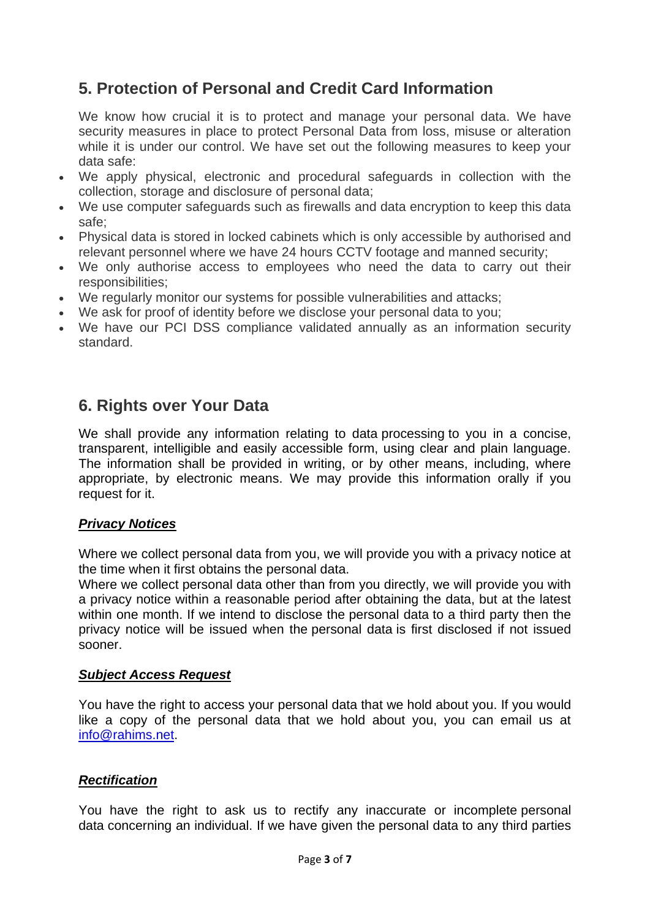## 5. Protection of Personal and Credit Card Information

We know how crucial it is to protect and manage your personal data. We have security measures in place to protect Personal Data from loss, misuse or alteration while it is under our control. We have set out the following measures to keep your data safe:

- We apply physical, electronic and procedural safeguards in collection with the collection, storage and disclosure of personal data;
- We use computer safeguards such as firewalls and data encryption to keep this data safe;
- Physical data is stored in locked cabinets which is only accessible by authorised and relevant personnel where we have 24 hours CCTV footage and manned security;
- We only authorise access to employees who need the data to carry out their responsibilities;
- We regularly monitor our systems for possible vulnerabilities and attacks;
- We ask for proof of identity before we disclose your personal data to you;
- We have our PCI DSS compliance validated annually as an information security standard.

## 6. Rights over Your Data

We shall provide any information relating to data processing to you in a concise, transparent, intelligible and easily accessible form, using clear and plain language. The information shall be provided in writing, or by other means, including, where appropriate, by electronic means. We may provide this information orally if you request for it.

***Privacy Notices***

Where we collect personal data from you, we will provide you with a privacy notice at the time when it first obtains the personal data.
Where we collect personal data other than from you directly, we will provide you with a privacy notice within a reasonable period after obtaining the data, but at the latest within one month. If we intend to disclose the personal data to a third party then the privacy notice will be issued when the personal data is first disclosed if not issued sooner.

***Subject Access Request***

You have the right to access your personal data that we hold about you. If you would like a copy of the personal data that we hold about you, you can email us at [info@rahims.net](mailto:info@rahims.net).

***Rectification***

You have the right to ask us to rectify any inaccurate or incomplete personal data concerning an individual. If we have given the personal data to any third parties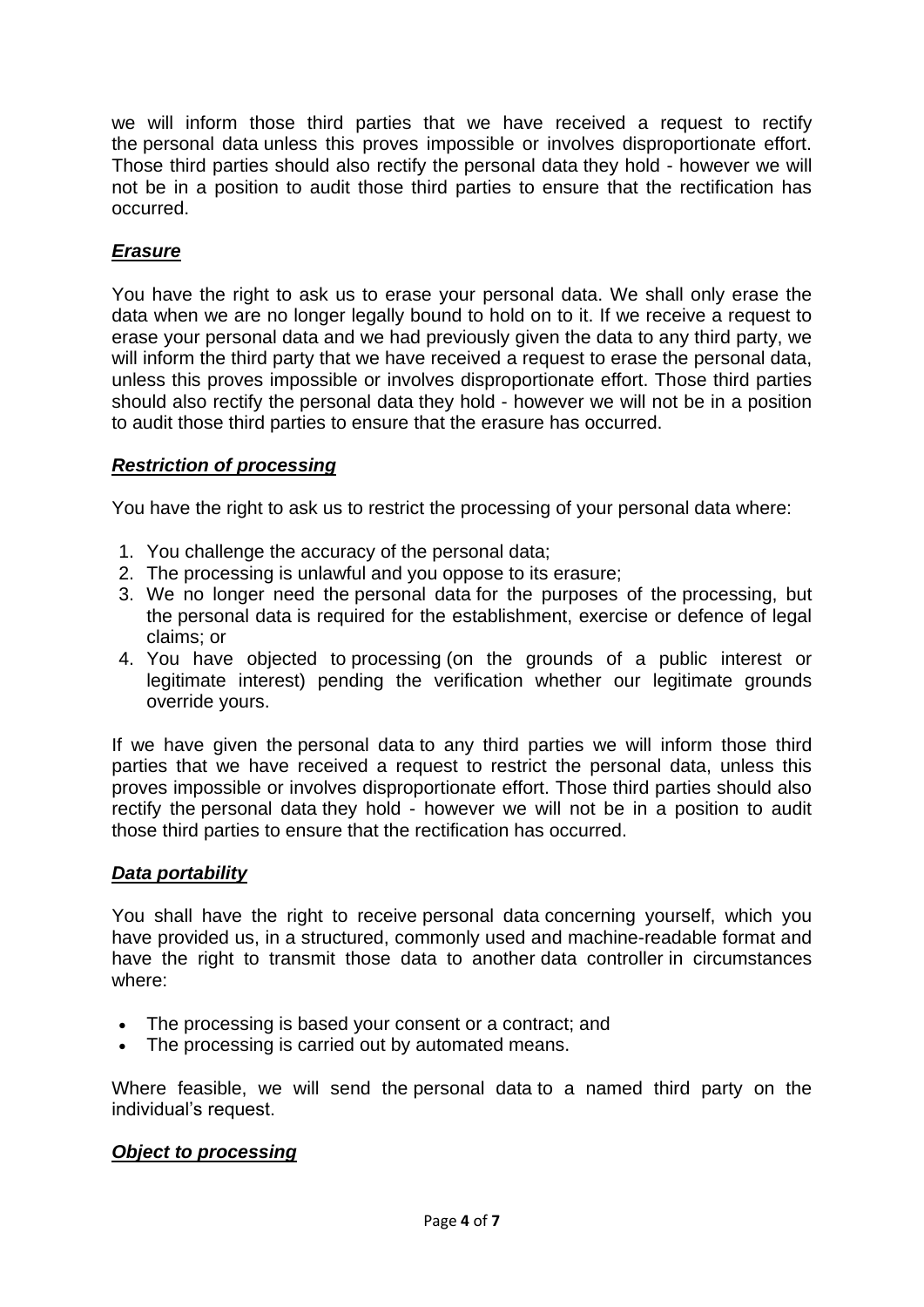we will inform those third parties that we have received a request to rectify the personal data unless this proves impossible or involves disproportionate effort. Those third parties should also rectify the personal data they hold - however we will not be in a position to audit those third parties to ensure that the rectification has occurred.

***Erasure***

You have the right to ask us to erase your personal data. We shall only erase the data when we are no longer legally bound to hold on to it. If we receive a request to erase your personal data and we had previously given the data to any third party, we will inform the third party that we have received a request to erase the personal data, unless this proves impossible or involves disproportionate effort. Those third parties should also rectify the personal data they hold - however we will not be in a position to audit those third parties to ensure that the erasure has occurred.

***Restriction of processing***

You have the right to ask us to restrict the processing of your personal data where:

1. You challenge the accuracy of the personal data;
2. The processing is unlawful and you oppose to its erasure;
3. We no longer need the personal data for the purposes of the processing, but the personal data is required for the establishment, exercise or defence of legal claims; or
4. You have objected to processing (on the grounds of a public interest or legitimate interest) pending the verification whether our legitimate grounds override yours.

If we have given the personal data to any third parties we will inform those third parties that we have received a request to restrict the personal data, unless this proves impossible or involves disproportionate effort. Those third parties should also rectify the personal data they hold - however we will not be in a position to audit those third parties to ensure that the rectification has occurred.

***Data portability***

You shall have the right to receive personal data concerning yourself, which you have provided us, in a structured, commonly used and machine-readable format and have the right to transmit those data to another data controller in circumstances where:

- The processing is based your consent or a contract; and
- The processing is carried out by automated means.

Where feasible, we will send the personal data to a named third party on the individual's request.

***Object to processing***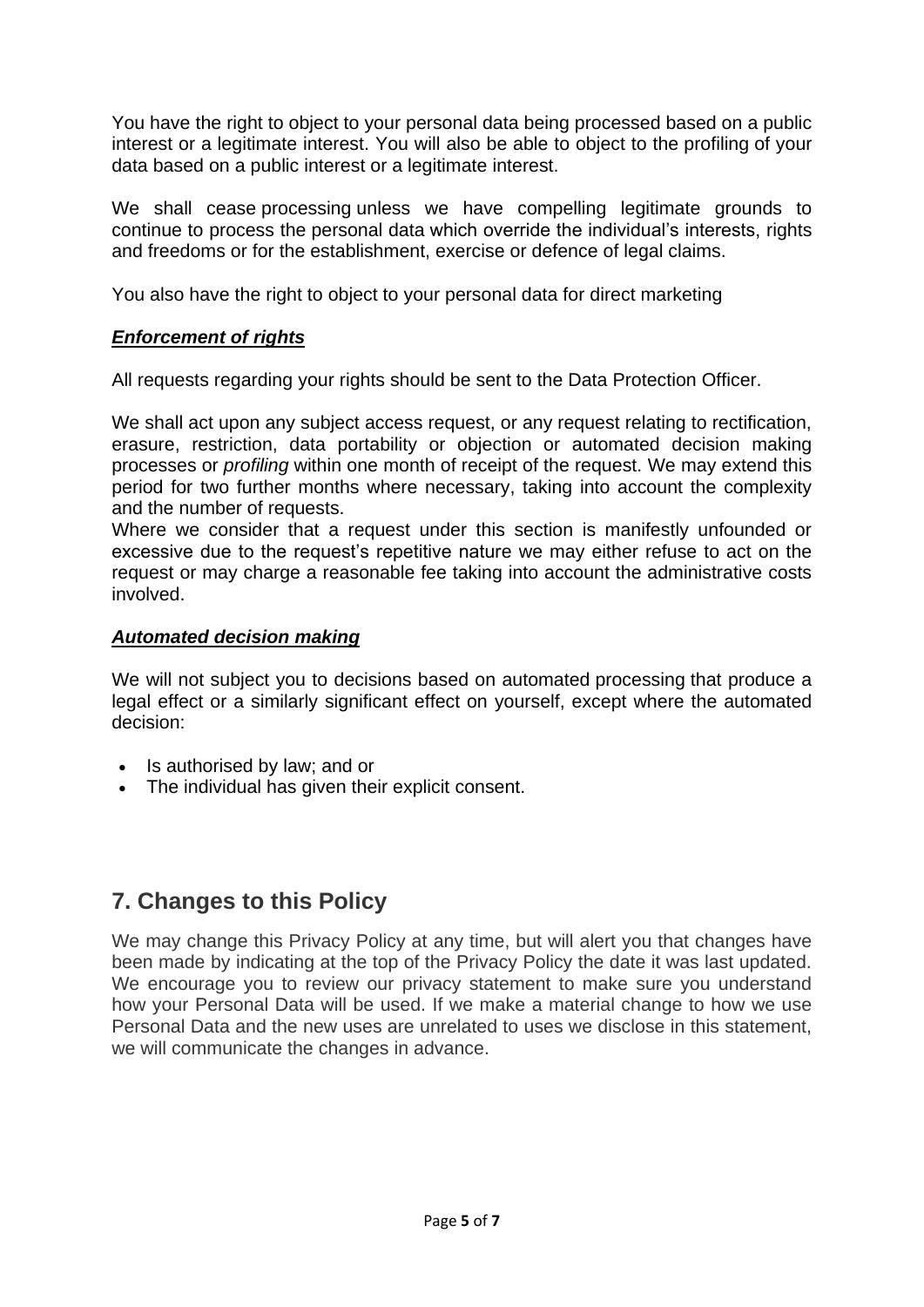You have the right to object to your personal data being processed based on a public interest or a legitimate interest. You will also be able to object to the profiling of your data based on a public interest or a legitimate interest.

We shall cease processing unless we have compelling legitimate grounds to continue to process the personal data which override the individual's interests, rights and freedoms or for the establishment, exercise or defence of legal claims.

You also have the right to object to your personal data for direct marketing

***Enforcement of rights***

All requests regarding your rights should be sent to the Data Protection Officer.

We shall act upon any subject access request, or any request relating to rectification, erasure, restriction, data portability or objection or automated decision making processes or *profiling* within one month of receipt of the request. We may extend this period for two further months where necessary, taking into account the complexity and the number of requests.
Where we consider that a request under this section is manifestly unfounded or excessive due to the request's repetitive nature we may either refuse to act on the request or may charge a reasonable fee taking into account the administrative costs involved.

***Automated decision making***

We will not subject you to decisions based on automated processing that produce a legal effect or a similarly significant effect on yourself, except where the automated decision:

- Is authorised by law; and or
- The individual has given their explicit consent.

## 7. Changes to this Policy

We may change this Privacy Policy at any time, but will alert you that changes have been made by indicating at the top of the Privacy Policy the date it was last updated. We encourage you to review our privacy statement to make sure you understand how your Personal Data will be used. If we make a material change to how we use Personal Data and the new uses are unrelated to uses we disclose in this statement, we will communicate the changes in advance.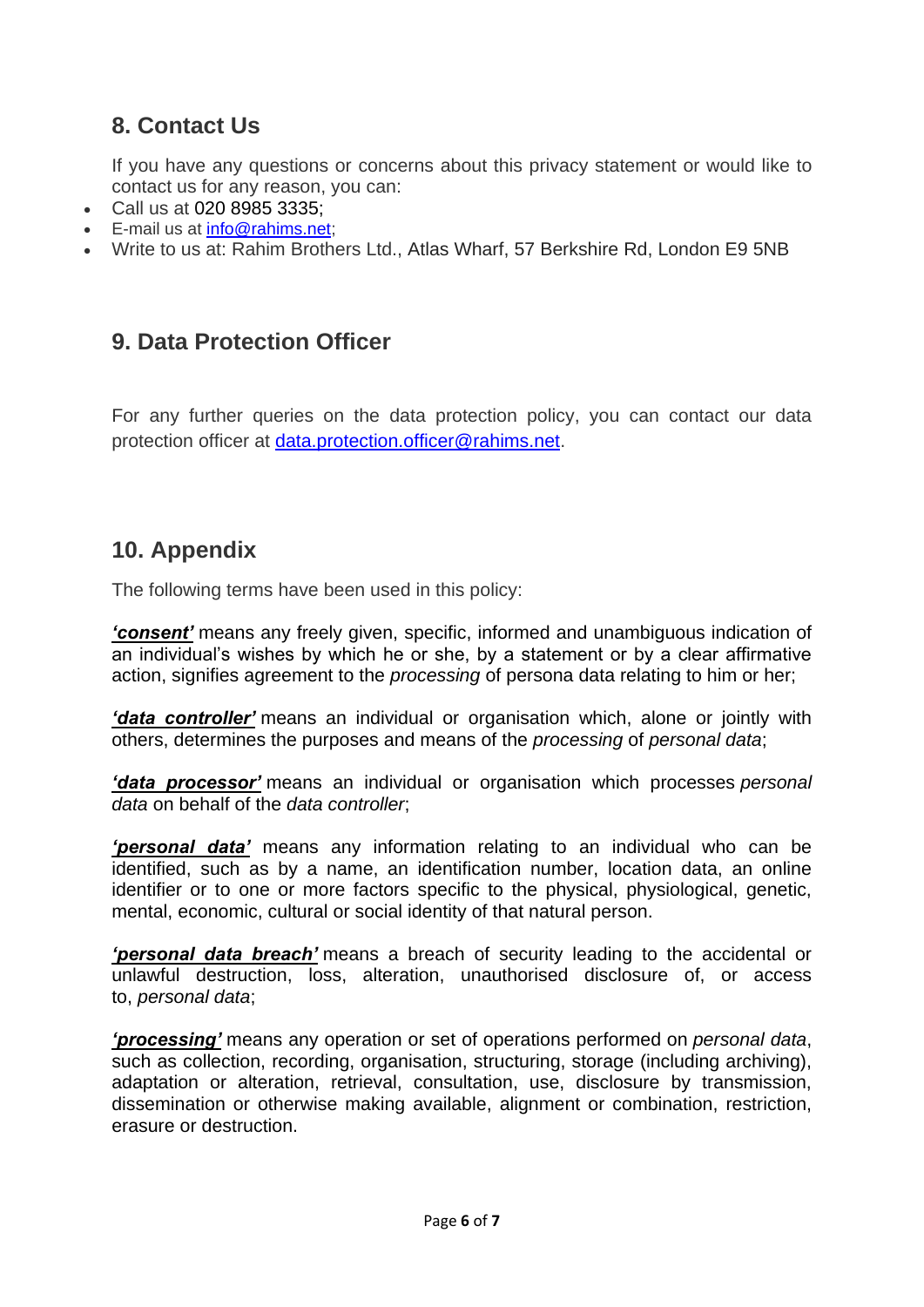## 8. Contact Us

If you have any questions or concerns about this privacy statement or would like to contact us for any reason, you can:

- Call us at 020 8985 3335;
- E-mail us at info@rahims.net;
- Write to us at: Rahim Brothers Ltd., Atlas Wharf, 57 Berkshire Rd, London E9 5NB

## 9. Data Protection Officer

For any further queries on the data protection policy, you can contact our data protection officer at data.protection.officer@rahims.net.

## 10. Appendix

The following terms have been used in this policy:

***'consent'*** means any freely given, specific, informed and unambiguous indication of an individual's wishes by which he or she, by a statement or by a clear affirmative action, signifies agreement to the *processing* of persona data relating to him or her;

***'data controller'*** means an individual or organisation which, alone or jointly with others, determines the purposes and means of the *processing* of *personal data*;

***'data processor'*** means an individual or organisation which processes *personal data* on behalf of the *data controller*;

***'personal data'*** means any information relating to an individual who can be identified, such as by a name, an identification number, location data, an online identifier or to one or more factors specific to the physical, physiological, genetic, mental, economic, cultural or social identity of that natural person.

***'personal data breach'*** means a breach of security leading to the accidental or unlawful destruction, loss, alteration, unauthorised disclosure of, or access to, *personal data*;

***'processing'*** means any operation or set of operations performed on *personal data*, such as collection, recording, organisation, structuring, storage (including archiving), adaptation or alteration, retrieval, consultation, use, disclosure by transmission, dissemination or otherwise making available, alignment or combination, restriction, erasure or destruction.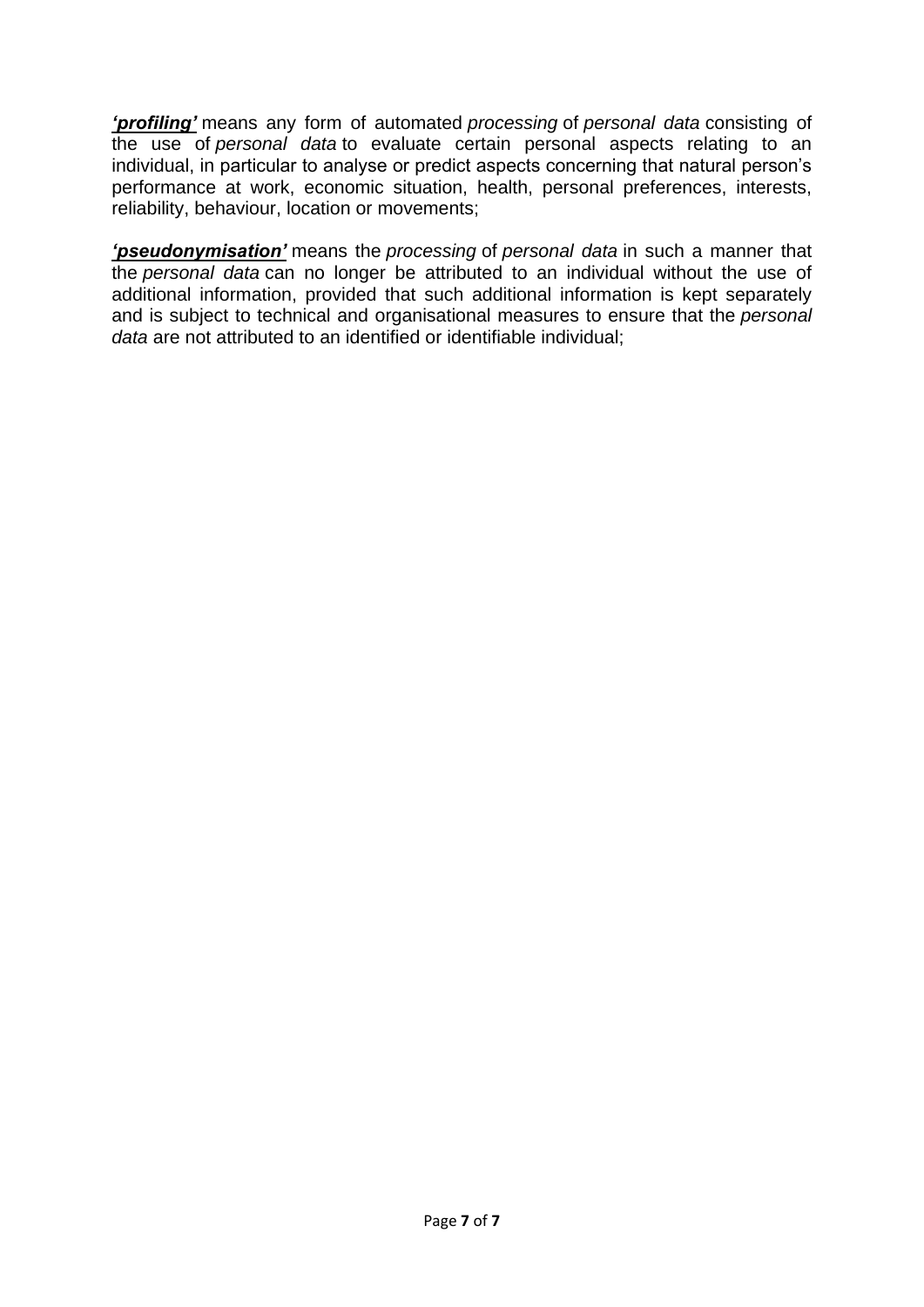***‘profiling’*** means any form of automated *processing* of *personal data* consisting of the use of *personal data* to evaluate certain personal aspects relating to an individual, in particular to analyse or predict aspects concerning that natural person’s performance at work, economic situation, health, personal preferences, interests, reliability, behaviour, location or movements;

***‘pseudonymisation’*** means the *processing* of *personal data* in such a manner that the *personal data* can no longer be attributed to an individual without the use of additional information, provided that such additional information is kept separately and is subject to technical and organisational measures to ensure that the *personal data* are not attributed to an identified or identifiable individual;